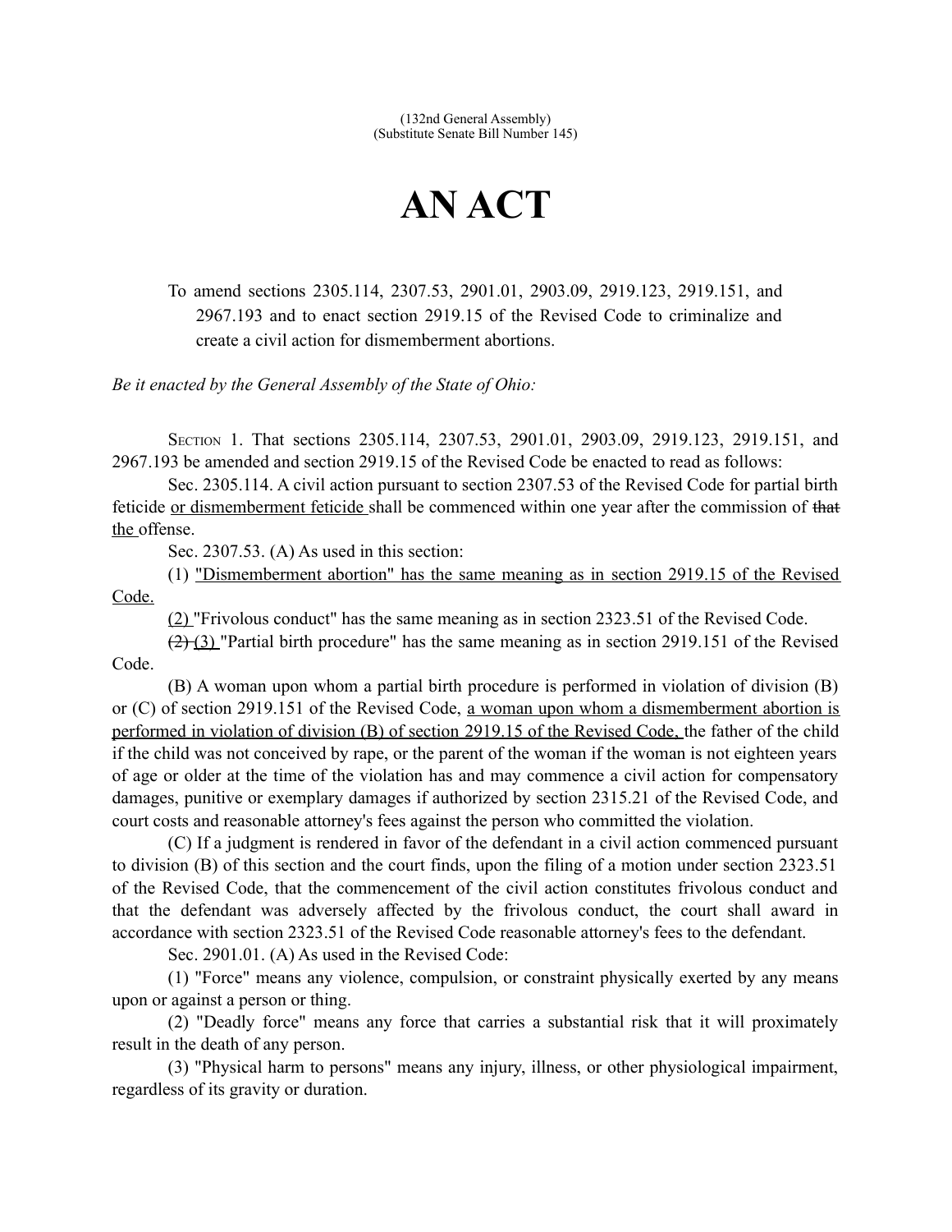(132nd General Assembly)
(Substitute Senate Bill Number 145)

# AN ACT

To amend sections 2305.114, 2307.53, 2901.01, 2903.09, 2919.123, 2919.151, and 2967.193 and to enact section 2919.15 of the Revised Code to criminalize and create a civil action for dismemberment abortions.

*Be it enacted by the General Assembly of the State of Ohio:*

SECTION 1. That sections 2305.114, 2307.53, 2901.01, 2903.09, 2919.123, 2919.151, and 2967.193 be amended and section 2919.15 of the Revised Code be enacted to read as follows:

Sec. 2305.114. A civil action pursuant to section 2307.53 of the Revised Code for partial birth feticide <u>or dismemberment feticide</u> shall be commenced within one year after the commission of ~~that~~ <u>the</u> offense.

Sec. 2307.53. (A) As used in this section:

(1) <u>"Dismemberment abortion" has the same meaning as in section 2919.15 of the Revised Code.</u>

<u>(2)</u> "Frivolous conduct" has the same meaning as in section 2323.51 of the Revised Code.

~~(2)~~ <u>(3)</u> "Partial birth procedure" has the same meaning as in section 2919.151 of the Revised Code.

(B) A woman upon whom a partial birth procedure is performed in violation of division (B) or (C) of section 2919.151 of the Revised Code, <u>a woman upon whom a dismemberment abortion is performed in violation of division (B) of section 2919.15 of the Revised Code,</u> the father of the child if the child was not conceived by rape, or the parent of the woman if the woman is not eighteen years of age or older at the time of the violation has and may commence a civil action for compensatory damages, punitive or exemplary damages if authorized by section 2315.21 of the Revised Code, and court costs and reasonable attorney's fees against the person who committed the violation.

(C) If a judgment is rendered in favor of the defendant in a civil action commenced pursuant to division (B) of this section and the court finds, upon the filing of a motion under section 2323.51 of the Revised Code, that the commencement of the civil action constitutes frivolous conduct and that the defendant was adversely affected by the frivolous conduct, the court shall award in accordance with section 2323.51 of the Revised Code reasonable attorney's fees to the defendant.

Sec. 2901.01. (A) As used in the Revised Code:

(1) "Force" means any violence, compulsion, or constraint physically exerted by any means upon or against a person or thing.

(2) "Deadly force" means any force that carries a substantial risk that it will proximately result in the death of any person.

(3) "Physical harm to persons" means any injury, illness, or other physiological impairment, regardless of its gravity or duration.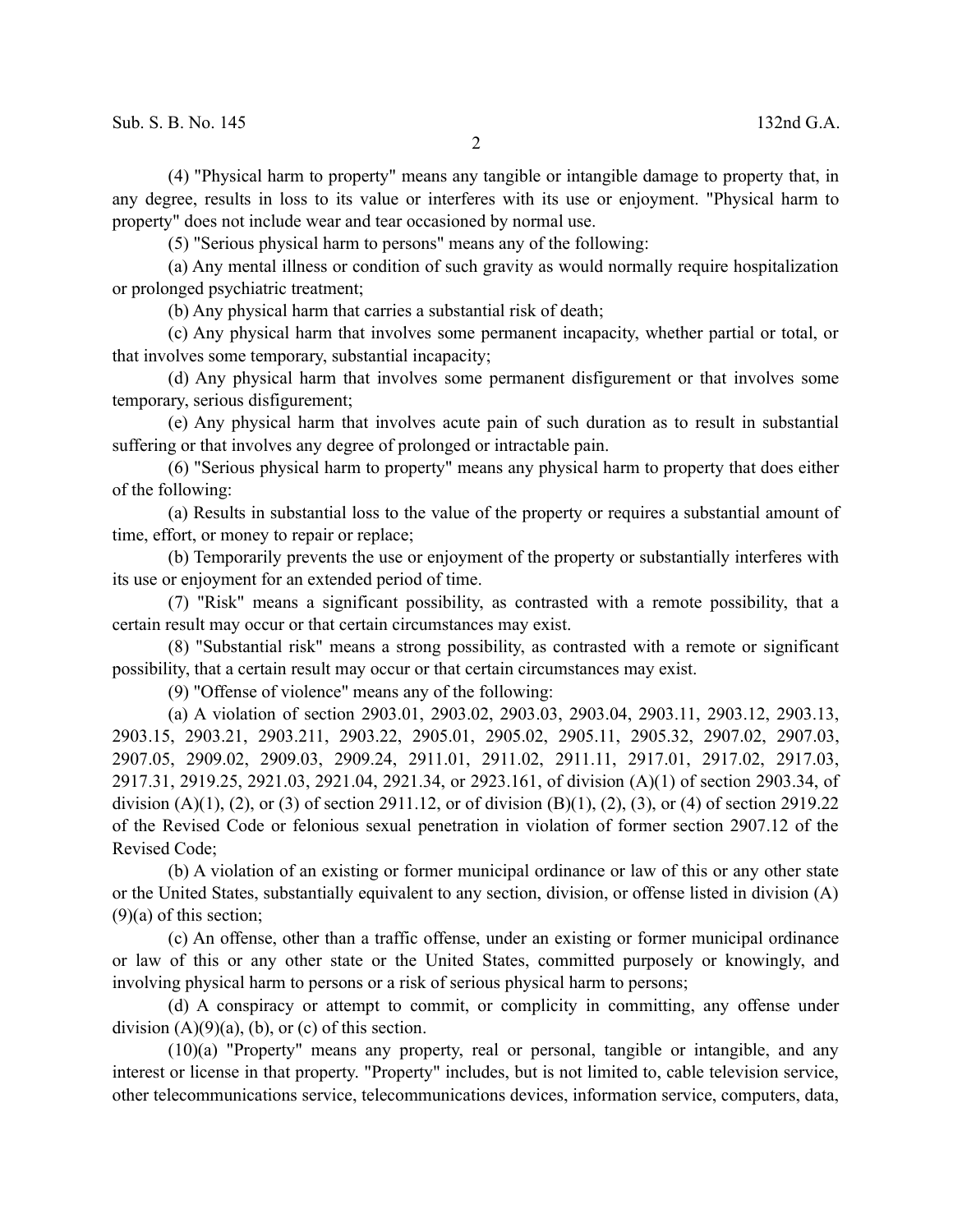(4) "Physical harm to property" means any tangible or intangible damage to property that, in any degree, results in loss to its value or interferes with its use or enjoyment. "Physical harm to property" does not include wear and tear occasioned by normal use.

(5) "Serious physical harm to persons" means any of the following:

(a) Any mental illness or condition of such gravity as would normally require hospitalization or prolonged psychiatric treatment;

(b) Any physical harm that carries a substantial risk of death;

(c) Any physical harm that involves some permanent incapacity, whether partial or total, or that involves some temporary, substantial incapacity;

(d) Any physical harm that involves some permanent disfigurement or that involves some temporary, serious disfigurement;

(e) Any physical harm that involves acute pain of such duration as to result in substantial suffering or that involves any degree of prolonged or intractable pain.

(6) "Serious physical harm to property" means any physical harm to property that does either of the following:

(a) Results in substantial loss to the value of the property or requires a substantial amount of time, effort, or money to repair or replace;

(b) Temporarily prevents the use or enjoyment of the property or substantially interferes with its use or enjoyment for an extended period of time.

(7) "Risk" means a significant possibility, as contrasted with a remote possibility, that a certain result may occur or that certain circumstances may exist.

(8) "Substantial risk" means a strong possibility, as contrasted with a remote or significant possibility, that a certain result may occur or that certain circumstances may exist.

(9) "Offense of violence" means any of the following:

(a) A violation of section 2903.01, 2903.02, 2903.03, 2903.04, 2903.11, 2903.12, 2903.13, 2903.15, 2903.21, 2903.211, 2903.22, 2905.01, 2905.02, 2905.11, 2905.32, 2907.02, 2907.03, 2907.05, 2909.02, 2909.03, 2909.24, 2911.01, 2911.02, 2911.11, 2917.01, 2917.02, 2917.03, 2917.31, 2919.25, 2921.03, 2921.04, 2921.34, or 2923.161, of division (A)(1) of section 2903.34, of division (A)(1), (2), or (3) of section 2911.12, or of division (B)(1), (2), (3), or (4) of section 2919.22 of the Revised Code or felonious sexual penetration in violation of former section 2907.12 of the Revised Code;

(b) A violation of an existing or former municipal ordinance or law of this or any other state or the United States, substantially equivalent to any section, division, or offense listed in division (A)(9)(a) of this section;

(c) An offense, other than a traffic offense, under an existing or former municipal ordinance or law of this or any other state or the United States, committed purposely or knowingly, and involving physical harm to persons or a risk of serious physical harm to persons;

(d) A conspiracy or attempt to commit, or complicity in committing, any offense under division (A)(9)(a), (b), or (c) of this section.

(10)(a) "Property" means any property, real or personal, tangible or intangible, and any interest or license in that property. "Property" includes, but is not limited to, cable television service, other telecommunications service, telecommunications devices, information service, computers, data,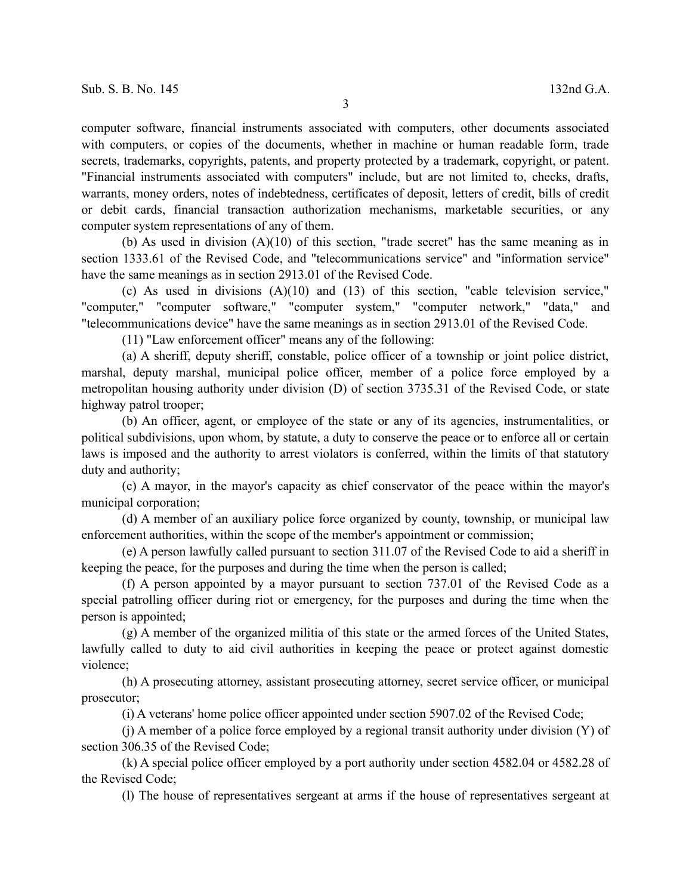computer software, financial instruments associated with computers, other documents associated with computers, or copies of the documents, whether in machine or human readable form, trade secrets, trademarks, copyrights, patents, and property protected by a trademark, copyright, or patent. "Financial instruments associated with computers" include, but are not limited to, checks, drafts, warrants, money orders, notes of indebtedness, certificates of deposit, letters of credit, bills of credit or debit cards, financial transaction authorization mechanisms, marketable securities, or any computer system representations of any of them.

(b) As used in division (A)(10) of this section, "trade secret" has the same meaning as in section 1333.61 of the Revised Code, and "telecommunications service" and "information service" have the same meanings as in section 2913.01 of the Revised Code.

(c) As used in divisions (A)(10) and (13) of this section, "cable television service," "computer," "computer software," "computer system," "computer network," "data," and "telecommunications device" have the same meanings as in section 2913.01 of the Revised Code.

(11) "Law enforcement officer" means any of the following:

(a) A sheriff, deputy sheriff, constable, police officer of a township or joint police district, marshal, deputy marshal, municipal police officer, member of a police force employed by a metropolitan housing authority under division (D) of section 3735.31 of the Revised Code, or state highway patrol trooper;

(b) An officer, agent, or employee of the state or any of its agencies, instrumentalities, or political subdivisions, upon whom, by statute, a duty to conserve the peace or to enforce all or certain laws is imposed and the authority to arrest violators is conferred, within the limits of that statutory duty and authority;

(c) A mayor, in the mayor's capacity as chief conservator of the peace within the mayor's municipal corporation;

(d) A member of an auxiliary police force organized by county, township, or municipal law enforcement authorities, within the scope of the member's appointment or commission;

(e) A person lawfully called pursuant to section 311.07 of the Revised Code to aid a sheriff in keeping the peace, for the purposes and during the time when the person is called;

(f) A person appointed by a mayor pursuant to section 737.01 of the Revised Code as a special patrolling officer during riot or emergency, for the purposes and during the time when the person is appointed;

(g) A member of the organized militia of this state or the armed forces of the United States, lawfully called to duty to aid civil authorities in keeping the peace or protect against domestic violence;

(h) A prosecuting attorney, assistant prosecuting attorney, secret service officer, or municipal prosecutor;

(i) A veterans' home police officer appointed under section 5907.02 of the Revised Code;

(j) A member of a police force employed by a regional transit authority under division (Y) of section 306.35 of the Revised Code;

(k) A special police officer employed by a port authority under section 4582.04 or 4582.28 of the Revised Code;

(l) The house of representatives sergeant at arms if the house of representatives sergeant at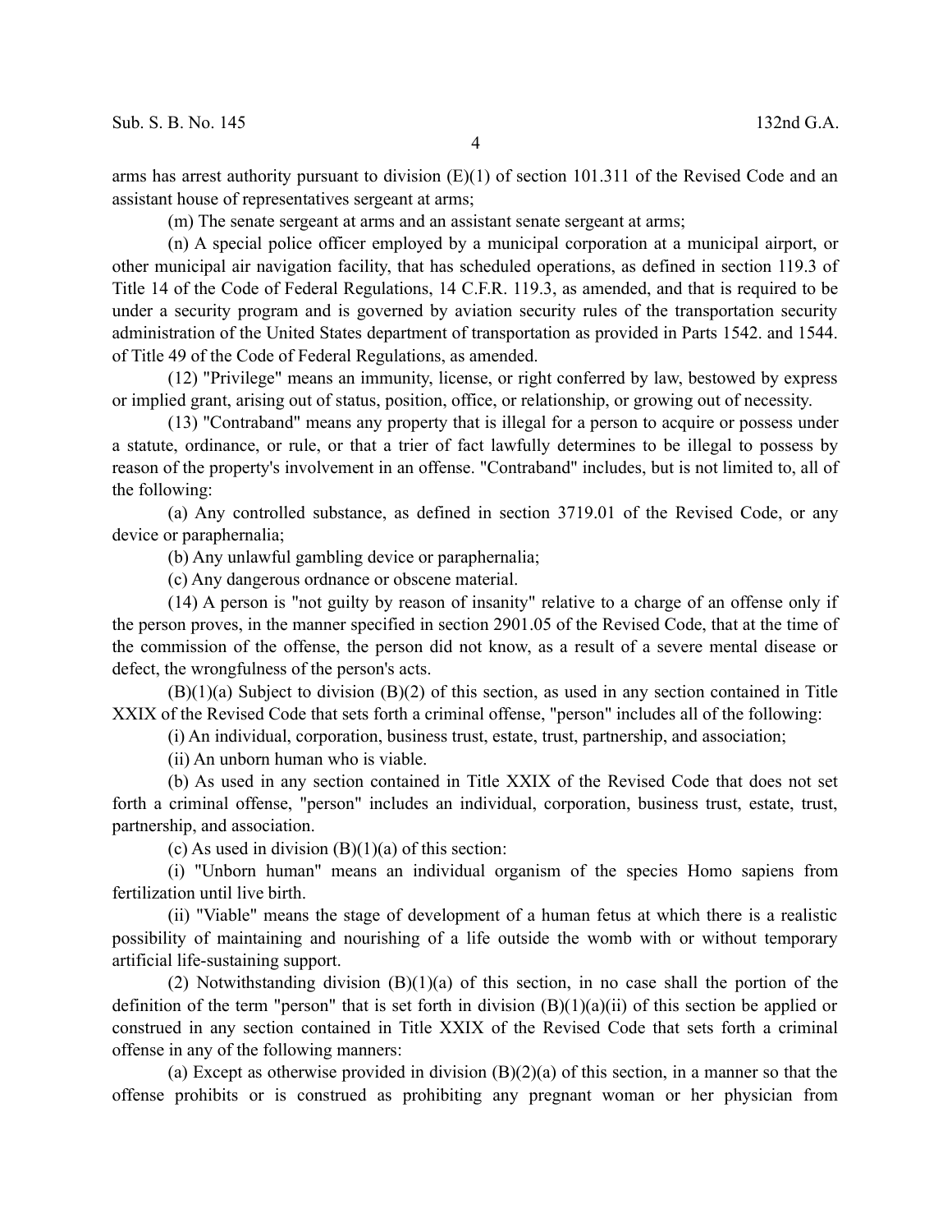arms has arrest authority pursuant to division (E)(1) of section 101.311 of the Revised Code and an assistant house of representatives sergeant at arms;

(m) The senate sergeant at arms and an assistant senate sergeant at arms;

(n) A special police officer employed by a municipal corporation at a municipal airport, or other municipal air navigation facility, that has scheduled operations, as defined in section 119.3 of Title 14 of the Code of Federal Regulations, 14 C.F.R. 119.3, as amended, and that is required to be under a security program and is governed by aviation security rules of the transportation security administration of the United States department of transportation as provided in Parts 1542. and 1544. of Title 49 of the Code of Federal Regulations, as amended.

(12) "Privilege" means an immunity, license, or right conferred by law, bestowed by express or implied grant, arising out of status, position, office, or relationship, or growing out of necessity.

(13) "Contraband" means any property that is illegal for a person to acquire or possess under a statute, ordinance, or rule, or that a trier of fact lawfully determines to be illegal to possess by reason of the property's involvement in an offense. "Contraband" includes, but is not limited to, all of the following:

(a) Any controlled substance, as defined in section 3719.01 of the Revised Code, or any device or paraphernalia;

(b) Any unlawful gambling device or paraphernalia;

(c) Any dangerous ordnance or obscene material.

(14) A person is "not guilty by reason of insanity" relative to a charge of an offense only if the person proves, in the manner specified in section 2901.05 of the Revised Code, that at the time of the commission of the offense, the person did not know, as a result of a severe mental disease or defect, the wrongfulness of the person's acts.

(B)(1)(a) Subject to division (B)(2) of this section, as used in any section contained in Title XXIX of the Revised Code that sets forth a criminal offense, "person" includes all of the following:

(i) An individual, corporation, business trust, estate, trust, partnership, and association;

(ii) An unborn human who is viable.

(b) As used in any section contained in Title XXIX of the Revised Code that does not set forth a criminal offense, "person" includes an individual, corporation, business trust, estate, trust, partnership, and association.

(c) As used in division (B)(1)(a) of this section:

(i) "Unborn human" means an individual organism of the species Homo sapiens from fertilization until live birth.

(ii) "Viable" means the stage of development of a human fetus at which there is a realistic possibility of maintaining and nourishing of a life outside the womb with or without temporary artificial life-sustaining support.

(2) Notwithstanding division (B)(1)(a) of this section, in no case shall the portion of the definition of the term "person" that is set forth in division (B)(1)(a)(ii) of this section be applied or construed in any section contained in Title XXIX of the Revised Code that sets forth a criminal offense in any of the following manners:

(a) Except as otherwise provided in division (B)(2)(a) of this section, in a manner so that the offense prohibits or is construed as prohibiting any pregnant woman or her physician from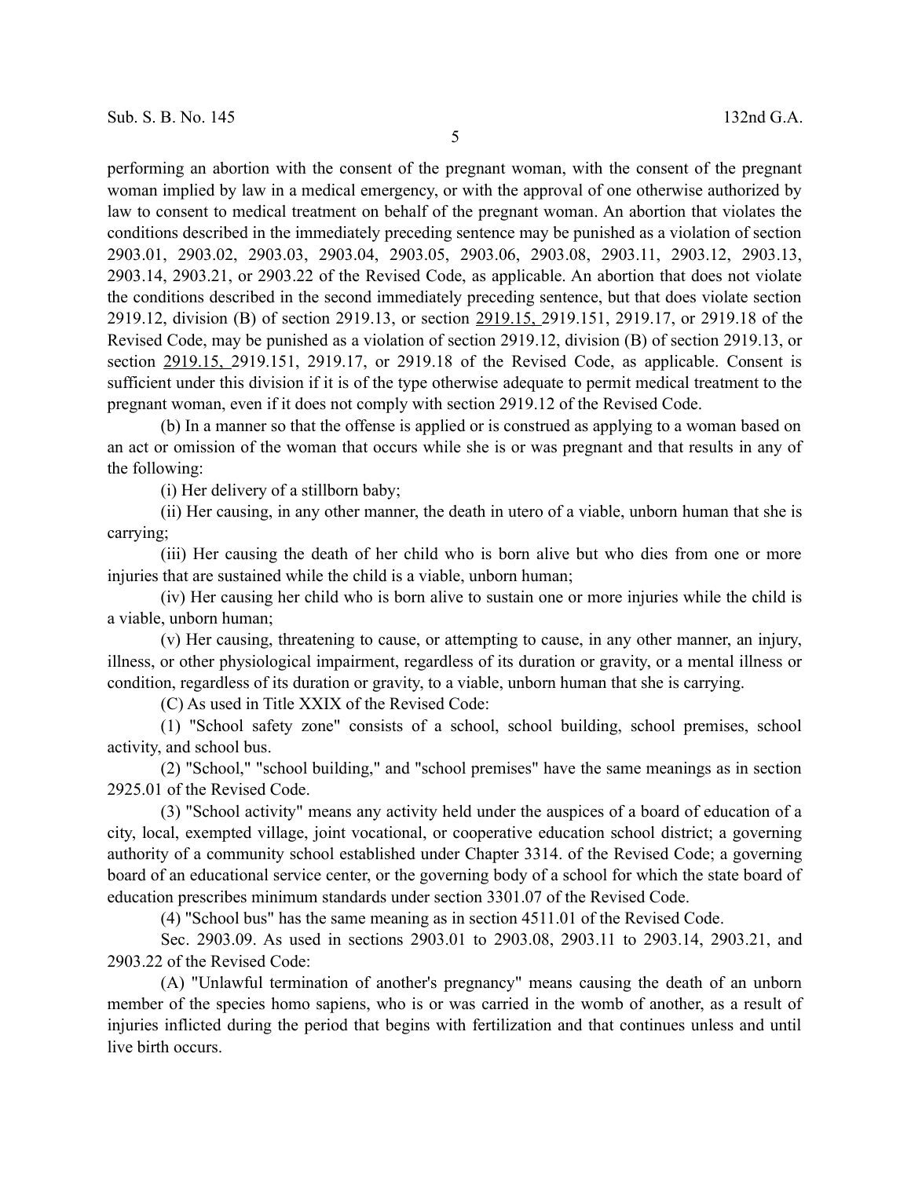performing an abortion with the consent of the pregnant woman, with the consent of the pregnant woman implied by law in a medical emergency, or with the approval of one otherwise authorized by law to consent to medical treatment on behalf of the pregnant woman. An abortion that violates the conditions described in the immediately preceding sentence may be punished as a violation of section 2903.01, 2903.02, 2903.03, 2903.04, 2903.05, 2903.06, 2903.08, 2903.11, 2903.12, 2903.13, 2903.14, 2903.21, or 2903.22 of the Revised Code, as applicable. An abortion that does not violate the conditions described in the second immediately preceding sentence, but that does violate section 2919.12, division (B) of section 2919.13, or section 2919.15, 2919.151, 2919.17, or 2919.18 of the Revised Code, may be punished as a violation of section 2919.12, division (B) of section 2919.13, or section 2919.15, 2919.151, 2919.17, or 2919.18 of the Revised Code, as applicable. Consent is sufficient under this division if it is of the type otherwise adequate to permit medical treatment to the pregnant woman, even if it does not comply with section 2919.12 of the Revised Code.

(b) In a manner so that the offense is applied or is construed as applying to a woman based on an act or omission of the woman that occurs while she is or was pregnant and that results in any of the following:

(i) Her delivery of a stillborn baby;

(ii) Her causing, in any other manner, the death in utero of a viable, unborn human that she is carrying;

(iii) Her causing the death of her child who is born alive but who dies from one or more injuries that are sustained while the child is a viable, unborn human;

(iv) Her causing her child who is born alive to sustain one or more injuries while the child is a viable, unborn human;

(v) Her causing, threatening to cause, or attempting to cause, in any other manner, an injury, illness, or other physiological impairment, regardless of its duration or gravity, or a mental illness or condition, regardless of its duration or gravity, to a viable, unborn human that she is carrying.

(C) As used in Title XXIX of the Revised Code:

(1) "School safety zone" consists of a school, school building, school premises, school activity, and school bus.

(2) "School," "school building," and "school premises" have the same meanings as in section 2925.01 of the Revised Code.

(3) "School activity" means any activity held under the auspices of a board of education of a city, local, exempted village, joint vocational, or cooperative education school district; a governing authority of a community school established under Chapter 3314. of the Revised Code; a governing board of an educational service center, or the governing body of a school for which the state board of education prescribes minimum standards under section 3301.07 of the Revised Code.

(4) "School bus" has the same meaning as in section 4511.01 of the Revised Code.

Sec. 2903.09. As used in sections 2903.01 to 2903.08, 2903.11 to 2903.14, 2903.21, and 2903.22 of the Revised Code:

(A) "Unlawful termination of another's pregnancy" means causing the death of an unborn member of the species homo sapiens, who is or was carried in the womb of another, as a result of injuries inflicted during the period that begins with fertilization and that continues unless and until live birth occurs.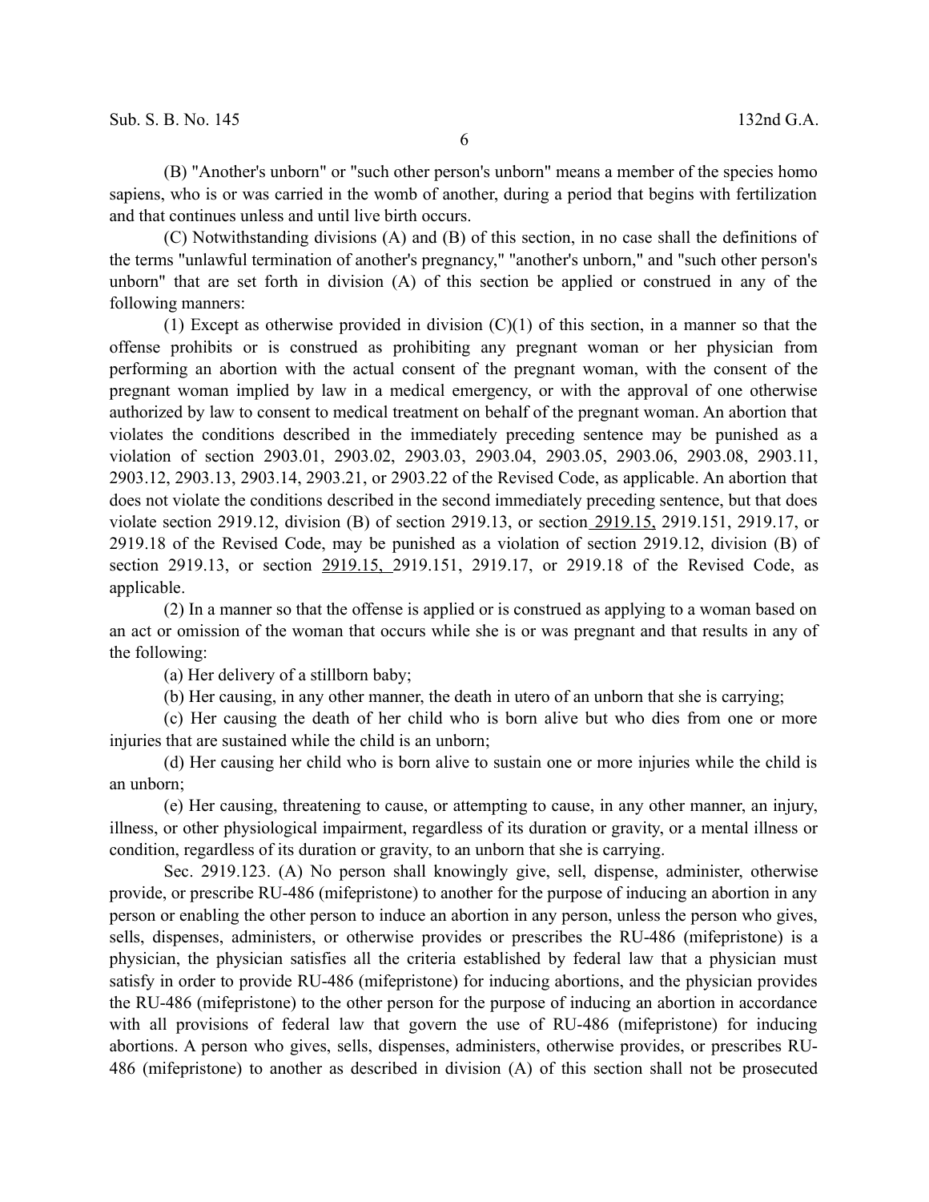(B) "Another's unborn" or "such other person's unborn" means a member of the species homo sapiens, who is or was carried in the womb of another, during a period that begins with fertilization and that continues unless and until live birth occurs.

(C) Notwithstanding divisions (A) and (B) of this section, in no case shall the definitions of the terms "unlawful termination of another's pregnancy," "another's unborn," and "such other person's unborn" that are set forth in division (A) of this section be applied or construed in any of the following manners:

(1) Except as otherwise provided in division (C)(1) of this section, in a manner so that the offense prohibits or is construed as prohibiting any pregnant woman or her physician from performing an abortion with the actual consent of the pregnant woman, with the consent of the pregnant woman implied by law in a medical emergency, or with the approval of one otherwise authorized by law to consent to medical treatment on behalf of the pregnant woman. An abortion that violates the conditions described in the immediately preceding sentence may be punished as a violation of section 2903.01, 2903.02, 2903.03, 2903.04, 2903.05, 2903.06, 2903.08, 2903.11, 2903.12, 2903.13, 2903.14, 2903.21, or 2903.22 of the Revised Code, as applicable. An abortion that does not violate the conditions described in the second immediately preceding sentence, but that does violate section 2919.12, division (B) of section 2919.13, or section 2919.15, 2919.151, 2919.17, or 2919.18 of the Revised Code, may be punished as a violation of section 2919.12, division (B) of section 2919.13, or section 2919.15, 2919.151, 2919.17, or 2919.18 of the Revised Code, as applicable.

(2) In a manner so that the offense is applied or is construed as applying to a woman based on an act or omission of the woman that occurs while she is or was pregnant and that results in any of the following:

(a) Her delivery of a stillborn baby;

(b) Her causing, in any other manner, the death in utero of an unborn that she is carrying;

(c) Her causing the death of her child who is born alive but who dies from one or more injuries that are sustained while the child is an unborn;

(d) Her causing her child who is born alive to sustain one or more injuries while the child is an unborn;

(e) Her causing, threatening to cause, or attempting to cause, in any other manner, an injury, illness, or other physiological impairment, regardless of its duration or gravity, or a mental illness or condition, regardless of its duration or gravity, to an unborn that she is carrying.

Sec. 2919.123. (A) No person shall knowingly give, sell, dispense, administer, otherwise provide, or prescribe RU-486 (mifepristone) to another for the purpose of inducing an abortion in any person or enabling the other person to induce an abortion in any person, unless the person who gives, sells, dispenses, administers, or otherwise provides or prescribes the RU-486 (mifepristone) is a physician, the physician satisfies all the criteria established by federal law that a physician must satisfy in order to provide RU-486 (mifepristone) for inducing abortions, and the physician provides the RU-486 (mifepristone) to the other person for the purpose of inducing an abortion in accordance with all provisions of federal law that govern the use of RU-486 (mifepristone) for inducing abortions. A person who gives, sells, dispenses, administers, otherwise provides, or prescribes RU-486 (mifepristone) to another as described in division (A) of this section shall not be prosecuted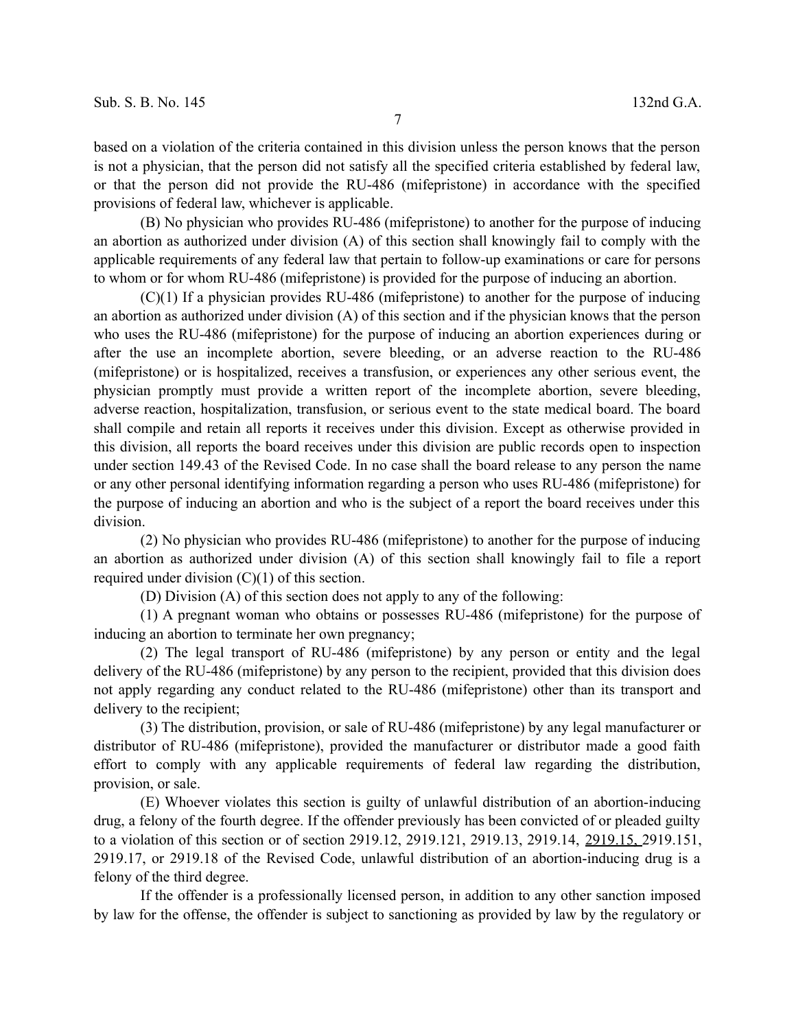based on a violation of the criteria contained in this division unless the person knows that the person is not a physician, that the person did not satisfy all the specified criteria established by federal law, or that the person did not provide the RU-486 (mifepristone) in accordance with the specified provisions of federal law, whichever is applicable.

(B) No physician who provides RU-486 (mifepristone) to another for the purpose of inducing an abortion as authorized under division (A) of this section shall knowingly fail to comply with the applicable requirements of any federal law that pertain to follow-up examinations or care for persons to whom or for whom RU-486 (mifepristone) is provided for the purpose of inducing an abortion.

(C)(1) If a physician provides RU-486 (mifepristone) to another for the purpose of inducing an abortion as authorized under division (A) of this section and if the physician knows that the person who uses the RU-486 (mifepristone) for the purpose of inducing an abortion experiences during or after the use an incomplete abortion, severe bleeding, or an adverse reaction to the RU-486 (mifepristone) or is hospitalized, receives a transfusion, or experiences any other serious event, the physician promptly must provide a written report of the incomplete abortion, severe bleeding, adverse reaction, hospitalization, transfusion, or serious event to the state medical board. The board shall compile and retain all reports it receives under this division. Except as otherwise provided in this division, all reports the board receives under this division are public records open to inspection under section 149.43 of the Revised Code. In no case shall the board release to any person the name or any other personal identifying information regarding a person who uses RU-486 (mifepristone) for the purpose of inducing an abortion and who is the subject of a report the board receives under this division.

(2) No physician who provides RU-486 (mifepristone) to another for the purpose of inducing an abortion as authorized under division (A) of this section shall knowingly fail to file a report required under division (C)(1) of this section.

(D) Division (A) of this section does not apply to any of the following:

(1) A pregnant woman who obtains or possesses RU-486 (mifepristone) for the purpose of inducing an abortion to terminate her own pregnancy;

(2) The legal transport of RU-486 (mifepristone) by any person or entity and the legal delivery of the RU-486 (mifepristone) by any person to the recipient, provided that this division does not apply regarding any conduct related to the RU-486 (mifepristone) other than its transport and delivery to the recipient;

(3) The distribution, provision, or sale of RU-486 (mifepristone) by any legal manufacturer or distributor of RU-486 (mifepristone), provided the manufacturer or distributor made a good faith effort to comply with any applicable requirements of federal law regarding the distribution, provision, or sale.

(E) Whoever violates this section is guilty of unlawful distribution of an abortion-inducing drug, a felony of the fourth degree. If the offender previously has been convicted of or pleaded guilty to a violation of this section or of section 2919.12, 2919.121, 2919.13, 2919.14, <u>2919.15,</u> 2919.151, 2919.17, or 2919.18 of the Revised Code, unlawful distribution of an abortion-inducing drug is a felony of the third degree.

If the offender is a professionally licensed person, in addition to any other sanction imposed by law for the offense, the offender is subject to sanctioning as provided by law by the regulatory or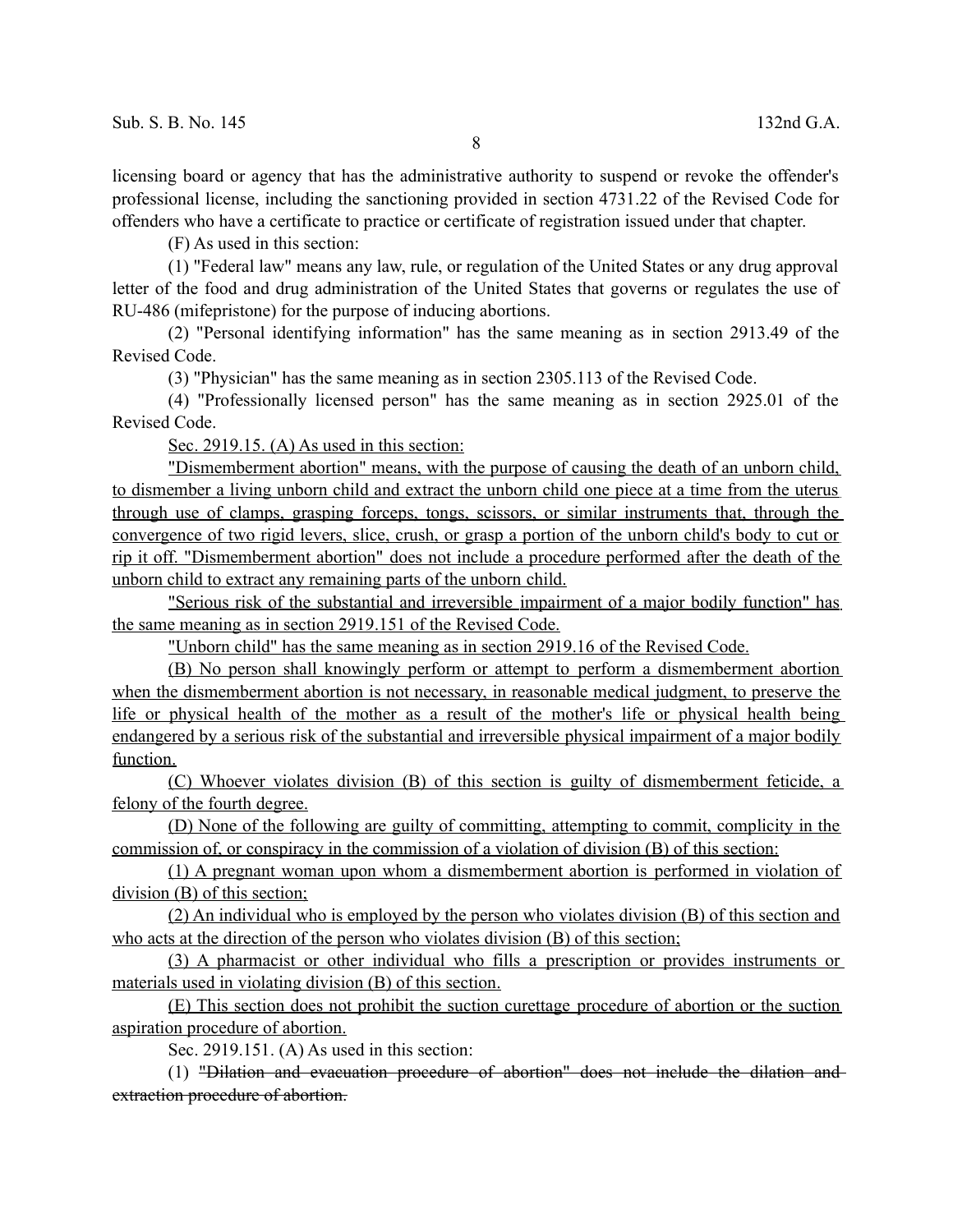licensing board or agency that has the administrative authority to suspend or revoke the offender's professional license, including the sanctioning provided in section 4731.22 of the Revised Code for offenders who have a certificate to practice or certificate of registration issued under that chapter.

(F) As used in this section:

(1) "Federal law" means any law, rule, or regulation of the United States or any drug approval letter of the food and drug administration of the United States that governs or regulates the use of RU-486 (mifepristone) for the purpose of inducing abortions.

(2) "Personal identifying information" has the same meaning as in section 2913.49 of the Revised Code.

(3) "Physician" has the same meaning as in section 2305.113 of the Revised Code.

(4) "Professionally licensed person" has the same meaning as in section 2925.01 of the Revised Code.

<u>Sec. 2919.15. (A) As used in this section:</u>

<u>"Dismemberment abortion" means, with the purpose of causing the death of an unborn child, to dismember a living unborn child and extract the unborn child one piece at a time from the uterus through use of clamps, grasping forceps, tongs, scissors, or similar instruments that, through the convergence of two rigid levers, slice, crush, or grasp a portion of the unborn child's body to cut or rip it off. "Dismemberment abortion" does not include a procedure performed after the death of the unborn child to extract any remaining parts of the unborn child.</u>

<u>"Serious risk of the substantial and irreversible impairment of a major bodily function" has the same meaning as in section 2919.151 of the Revised Code.</u>

<u>"Unborn child" has the same meaning as in section 2919.16 of the Revised Code.</u>

<u>(B) No person shall knowingly perform or attempt to perform a dismemberment abortion when the dismemberment abortion is not necessary, in reasonable medical judgment, to preserve the life or physical health of the mother as a result of the mother's life or physical health being endangered by a serious risk of the substantial and irreversible physical impairment of a major bodily function.</u>

<u>(C) Whoever violates division (B) of this section is guilty of dismemberment feticide, a felony of the fourth degree.</u>

<u>(D) None of the following are guilty of committing, attempting to commit, complicity in the commission of, or conspiracy in the commission of a violation of division (B) of this section:</u>

<u>(1) A pregnant woman upon whom a dismemberment abortion is performed in violation of division (B) of this section;</u>

<u>(2) An individual who is employed by the person who violates division (B) of this section and who acts at the direction of the person who violates division (B) of this section;</u>

<u>(3) A pharmacist or other individual who fills a prescription or provides instruments or materials used in violating division (B) of this section.</u>

<u>(E) This section does not prohibit the suction curettage procedure of abortion or the suction aspiration procedure of abortion.</u>

Sec. 2919.151. (A) As used in this section:

(1) ~~"Dilation and evacuation procedure of abortion" does not include the dilation and extraction procedure of abortion.~~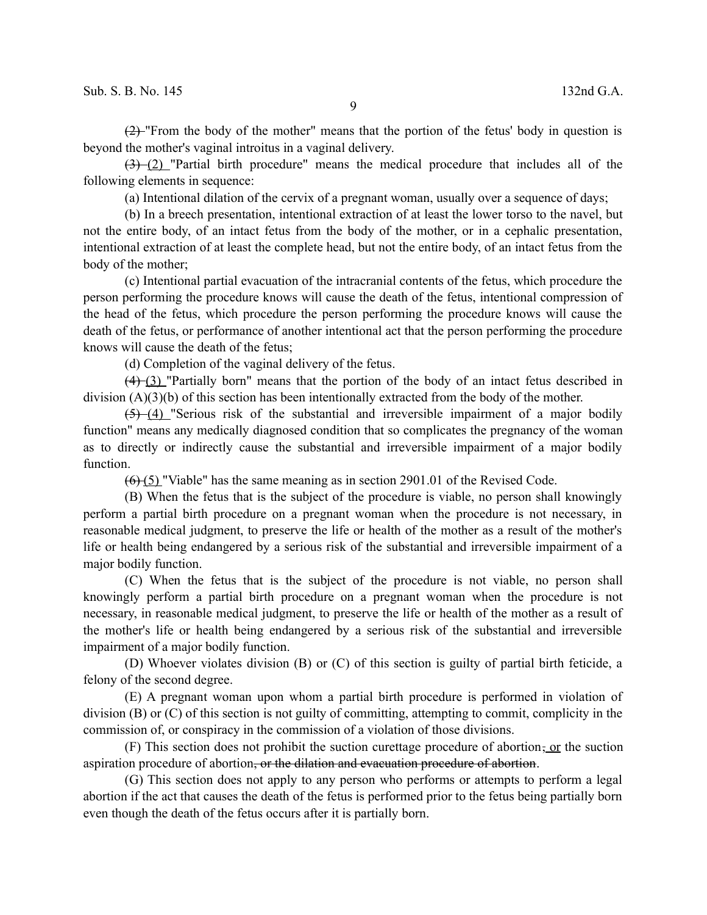~~(2)~~ "From the body of the mother" means that the portion of the fetus' body in question is beyond the mother's vaginal introitus in a vaginal delivery.

~~(3)~~ (2) "Partial birth procedure" means the medical procedure that includes all of the following elements in sequence:

(a) Intentional dilation of the cervix of a pregnant woman, usually over a sequence of days;

(b) In a breech presentation, intentional extraction of at least the lower torso to the navel, but not the entire body, of an intact fetus from the body of the mother, or in a cephalic presentation, intentional extraction of at least the complete head, but not the entire body, of an intact fetus from the body of the mother;

(c) Intentional partial evacuation of the intracranial contents of the fetus, which procedure the person performing the procedure knows will cause the death of the fetus, intentional compression of the head of the fetus, which procedure the person performing the procedure knows will cause the death of the fetus, or performance of another intentional act that the person performing the procedure knows will cause the death of the fetus;

(d) Completion of the vaginal delivery of the fetus.

~~(4)~~ (3) "Partially born" means that the portion of the body of an intact fetus described in division (A)(3)(b) of this section has been intentionally extracted from the body of the mother.

~~(5)~~ (4) "Serious risk of the substantial and irreversible impairment of a major bodily function" means any medically diagnosed condition that so complicates the pregnancy of the woman as to directly or indirectly cause the substantial and irreversible impairment of a major bodily function.

~~(6)~~ (5) "Viable" has the same meaning as in section 2901.01 of the Revised Code.

(B) When the fetus that is the subject of the procedure is viable, no person shall knowingly perform a partial birth procedure on a pregnant woman when the procedure is not necessary, in reasonable medical judgment, to preserve the life or health of the mother as a result of the mother's life or health being endangered by a serious risk of the substantial and irreversible impairment of a major bodily function.

(C) When the fetus that is the subject of the procedure is not viable, no person shall knowingly perform a partial birth procedure on a pregnant woman when the procedure is not necessary, in reasonable medical judgment, to preserve the life or health of the mother as a result of the mother's life or health being endangered by a serious risk of the substantial and irreversible impairment of a major bodily function.

(D) Whoever violates division (B) or (C) of this section is guilty of partial birth feticide, a felony of the second degree.

(E) A pregnant woman upon whom a partial birth procedure is performed in violation of division (B) or (C) of this section is not guilty of committing, attempting to commit, complicity in the commission of, or conspiracy in the commission of a violation of those divisions.

(F) This section does not prohibit the suction curettage procedure of abortion~~,~~ or the suction aspiration procedure of abortion~~, or the dilation and evacuation procedure of abortion~~.

(G) This section does not apply to any person who performs or attempts to perform a legal abortion if the act that causes the death of the fetus is performed prior to the fetus being partially born even though the death of the fetus occurs after it is partially born.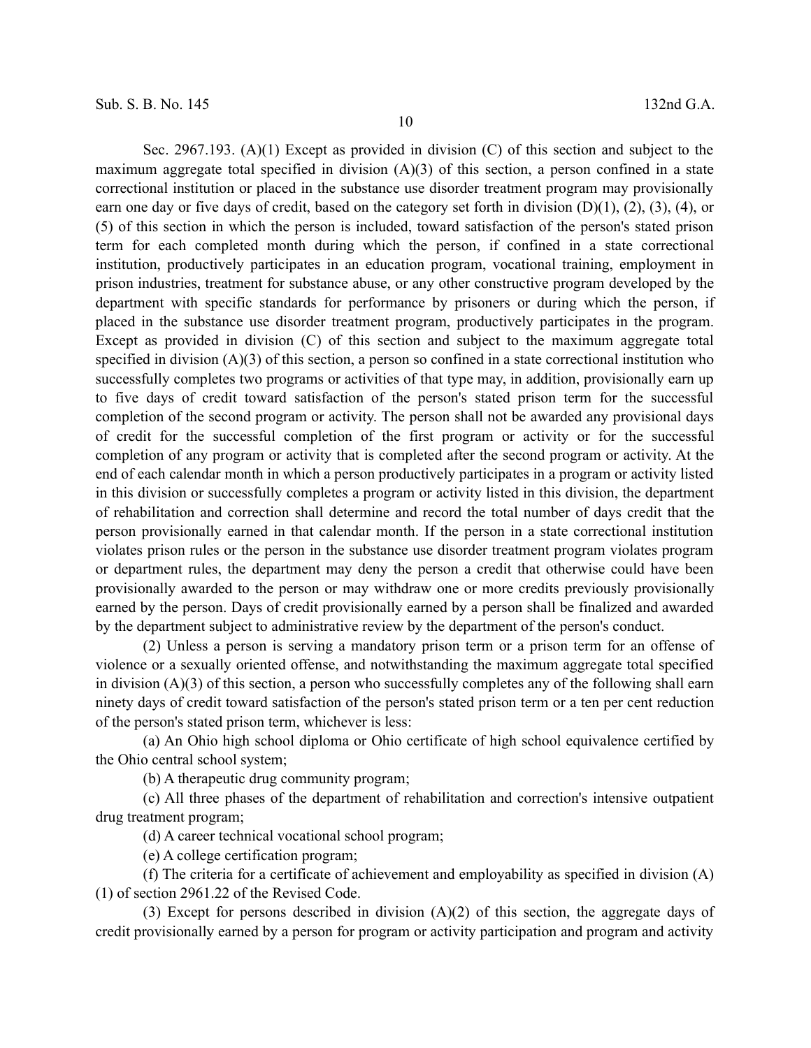Sec. 2967.193. (A)(1) Except as provided in division (C) of this section and subject to the maximum aggregate total specified in division (A)(3) of this section, a person confined in a state correctional institution or placed in the substance use disorder treatment program may provisionally earn one day or five days of credit, based on the category set forth in division (D)(1), (2), (3), (4), or (5) of this section in which the person is included, toward satisfaction of the person's stated prison term for each completed month during which the person, if confined in a state correctional institution, productively participates in an education program, vocational training, employment in prison industries, treatment for substance abuse, or any other constructive program developed by the department with specific standards for performance by prisoners or during which the person, if placed in the substance use disorder treatment program, productively participates in the program. Except as provided in division (C) of this section and subject to the maximum aggregate total specified in division (A)(3) of this section, a person so confined in a state correctional institution who successfully completes two programs or activities of that type may, in addition, provisionally earn up to five days of credit toward satisfaction of the person's stated prison term for the successful completion of the second program or activity. The person shall not be awarded any provisional days of credit for the successful completion of the first program or activity or for the successful completion of any program or activity that is completed after the second program or activity. At the end of each calendar month in which a person productively participates in a program or activity listed in this division or successfully completes a program or activity listed in this division, the department of rehabilitation and correction shall determine and record the total number of days credit that the person provisionally earned in that calendar month. If the person in a state correctional institution violates prison rules or the person in the substance use disorder treatment program violates program or department rules, the department may deny the person a credit that otherwise could have been provisionally awarded to the person or may withdraw one or more credits previously provisionally earned by the person. Days of credit provisionally earned by a person shall be finalized and awarded by the department subject to administrative review by the department of the person's conduct.

(2) Unless a person is serving a mandatory prison term or a prison term for an offense of violence or a sexually oriented offense, and notwithstanding the maximum aggregate total specified in division (A)(3) of this section, a person who successfully completes any of the following shall earn ninety days of credit toward satisfaction of the person's stated prison term or a ten per cent reduction of the person's stated prison term, whichever is less:

(a) An Ohio high school diploma or Ohio certificate of high school equivalence certified by the Ohio central school system;

(b) A therapeutic drug community program;

(c) All three phases of the department of rehabilitation and correction's intensive outpatient drug treatment program;

(d) A career technical vocational school program;

(e) A college certification program;

(f) The criteria for a certificate of achievement and employability as specified in division (A)(1) of section 2961.22 of the Revised Code.

(3) Except for persons described in division (A)(2) of this section, the aggregate days of credit provisionally earned by a person for program or activity participation and program and activity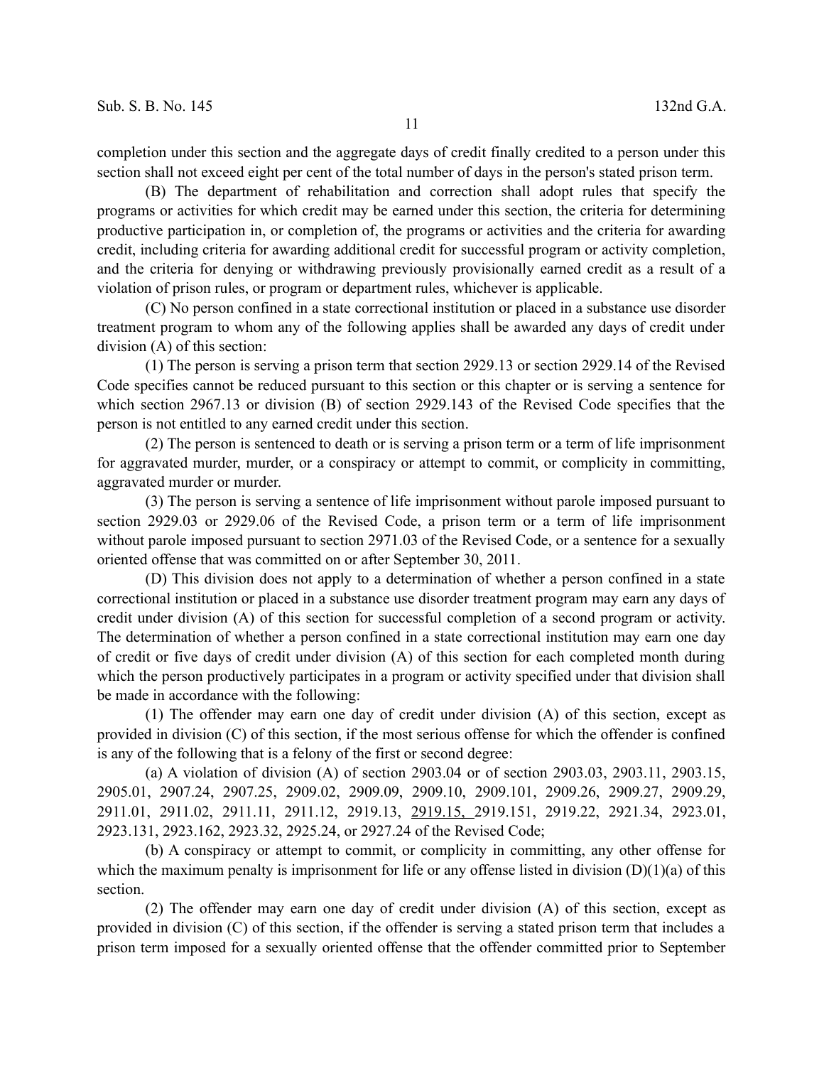completion under this section and the aggregate days of credit finally credited to a person under this section shall not exceed eight per cent of the total number of days in the person's stated prison term.

(B) The department of rehabilitation and correction shall adopt rules that specify the programs or activities for which credit may be earned under this section, the criteria for determining productive participation in, or completion of, the programs or activities and the criteria for awarding credit, including criteria for awarding additional credit for successful program or activity completion, and the criteria for denying or withdrawing previously provisionally earned credit as a result of a violation of prison rules, or program or department rules, whichever is applicable.

(C) No person confined in a state correctional institution or placed in a substance use disorder treatment program to whom any of the following applies shall be awarded any days of credit under division (A) of this section:

(1) The person is serving a prison term that section 2929.13 or section 2929.14 of the Revised Code specifies cannot be reduced pursuant to this section or this chapter or is serving a sentence for which section 2967.13 or division (B) of section 2929.143 of the Revised Code specifies that the person is not entitled to any earned credit under this section.

(2) The person is sentenced to death or is serving a prison term or a term of life imprisonment for aggravated murder, murder, or a conspiracy or attempt to commit, or complicity in committing, aggravated murder or murder.

(3) The person is serving a sentence of life imprisonment without parole imposed pursuant to section 2929.03 or 2929.06 of the Revised Code, a prison term or a term of life imprisonment without parole imposed pursuant to section 2971.03 of the Revised Code, or a sentence for a sexually oriented offense that was committed on or after September 30, 2011.

(D) This division does not apply to a determination of whether a person confined in a state correctional institution or placed in a substance use disorder treatment program may earn any days of credit under division (A) of this section for successful completion of a second program or activity. The determination of whether a person confined in a state correctional institution may earn one day of credit or five days of credit under division (A) of this section for each completed month during which the person productively participates in a program or activity specified under that division shall be made in accordance with the following:

(1) The offender may earn one day of credit under division (A) of this section, except as provided in division (C) of this section, if the most serious offense for which the offender is confined is any of the following that is a felony of the first or second degree:

(a) A violation of division (A) of section 2903.04 or of section 2903.03, 2903.11, 2903.15, 2905.01, 2907.24, 2907.25, 2909.02, 2909.09, 2909.10, 2909.101, 2909.26, 2909.27, 2909.29, 2911.01, 2911.02, 2911.11, 2911.12, 2919.13, 2919.15, 2919.151, 2919.22, 2921.34, 2923.01, 2923.131, 2923.162, 2923.32, 2925.24, or 2927.24 of the Revised Code;

(b) A conspiracy or attempt to commit, or complicity in committing, any other offense for which the maximum penalty is imprisonment for life or any offense listed in division (D)(1)(a) of this section.

(2) The offender may earn one day of credit under division (A) of this section, except as provided in division (C) of this section, if the offender is serving a stated prison term that includes a prison term imposed for a sexually oriented offense that the offender committed prior to September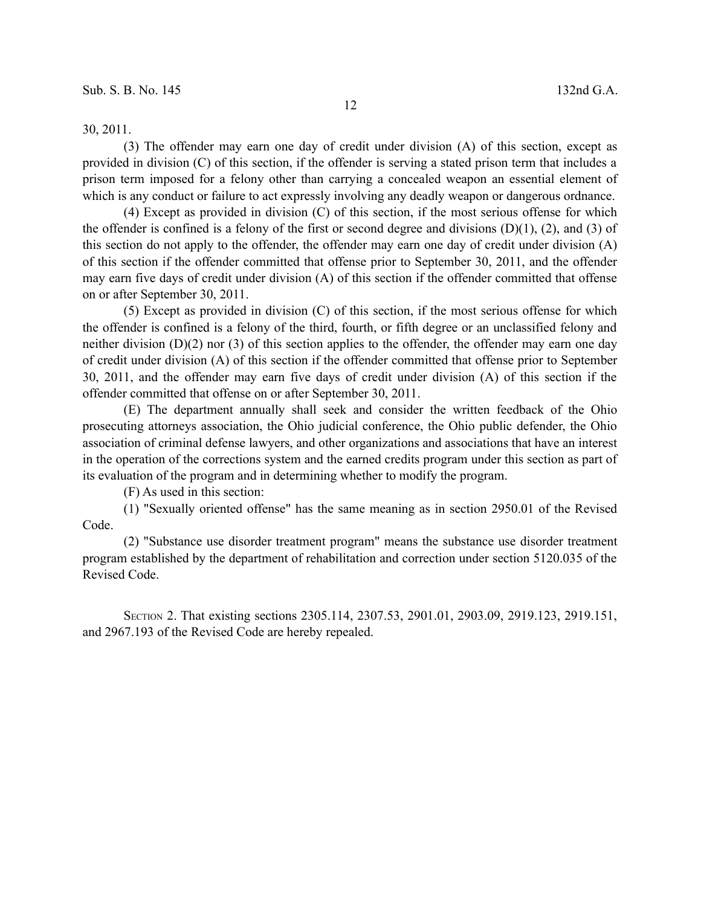30, 2011.

(3) The offender may earn one day of credit under division (A) of this section, except as provided in division (C) of this section, if the offender is serving a stated prison term that includes a prison term imposed for a felony other than carrying a concealed weapon an essential element of which is any conduct or failure to act expressly involving any deadly weapon or dangerous ordnance.

(4) Except as provided in division (C) of this section, if the most serious offense for which the offender is confined is a felony of the first or second degree and divisions (D)(1), (2), and (3) of this section do not apply to the offender, the offender may earn one day of credit under division (A) of this section if the offender committed that offense prior to September 30, 2011, and the offender may earn five days of credit under division (A) of this section if the offender committed that offense on or after September 30, 2011.

(5) Except as provided in division (C) of this section, if the most serious offense for which the offender is confined is a felony of the third, fourth, or fifth degree or an unclassified felony and neither division (D)(2) nor (3) of this section applies to the offender, the offender may earn one day of credit under division (A) of this section if the offender committed that offense prior to September 30, 2011, and the offender may earn five days of credit under division (A) of this section if the offender committed that offense on or after September 30, 2011.

(E) The department annually shall seek and consider the written feedback of the Ohio prosecuting attorneys association, the Ohio judicial conference, the Ohio public defender, the Ohio association of criminal defense lawyers, and other organizations and associations that have an interest in the operation of the corrections system and the earned credits program under this section as part of its evaluation of the program and in determining whether to modify the program.

(F) As used in this section:

(1) "Sexually oriented offense" has the same meaning as in section 2950.01 of the Revised Code.

(2) "Substance use disorder treatment program" means the substance use disorder treatment program established by the department of rehabilitation and correction under section 5120.035 of the Revised Code.

SECTION 2. That existing sections 2305.114, 2307.53, 2901.01, 2903.09, 2919.123, 2919.151, and 2967.193 of the Revised Code are hereby repealed.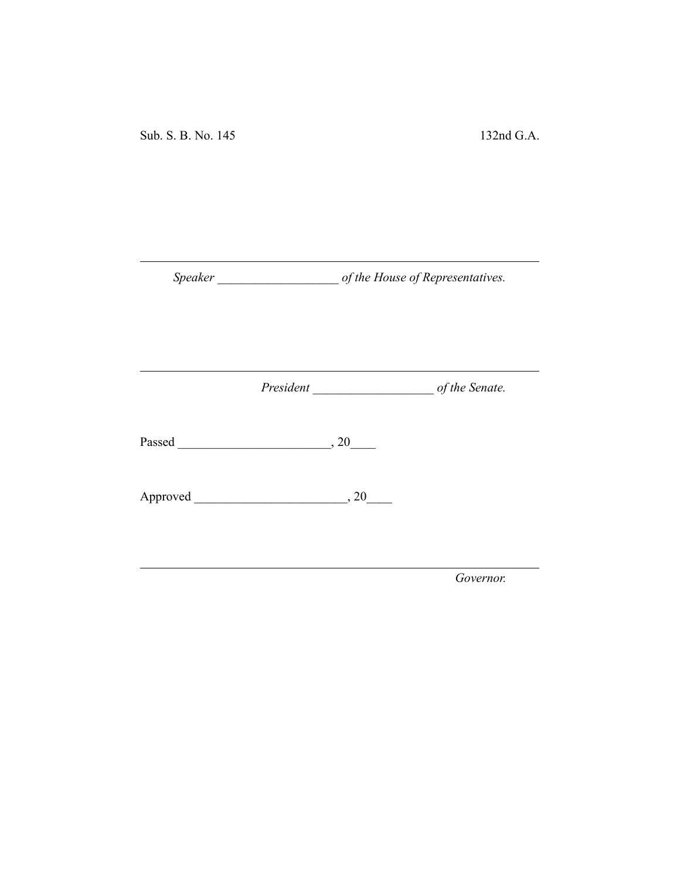Sub. S. B. No. 145 132nd G.A.

---

*Speaker* ___________________ *of the House of Representatives.*

---

*President* ___________________ *of the Senate.*

Passed ________________________, 20____

Approved ________________________, 20____

---

*Governor.*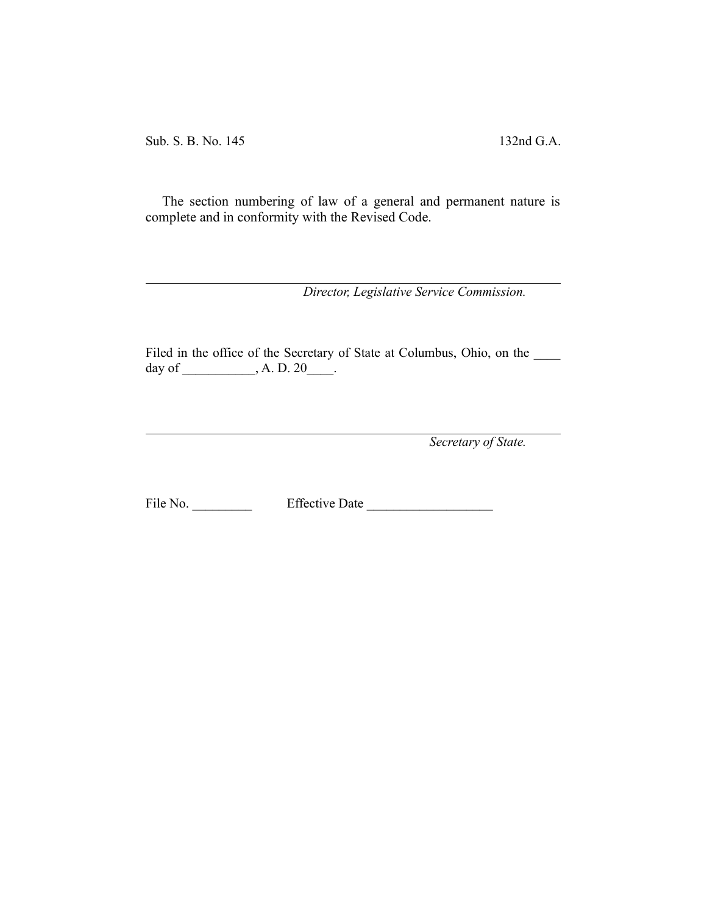Sub. S. B. No. 145 132nd G.A.

The section numbering of law of a general and permanent nature is complete and in conformity with the Revised Code.

______________________________________

*Director, Legislative Service Commission.*

Filed in the office of the Secretary of State at Columbus, Ohio, on the ____ day of ___________, A. D. 20____.

______________________________________

*Secretary of State.*

File No. _________ Effective Date ___________________